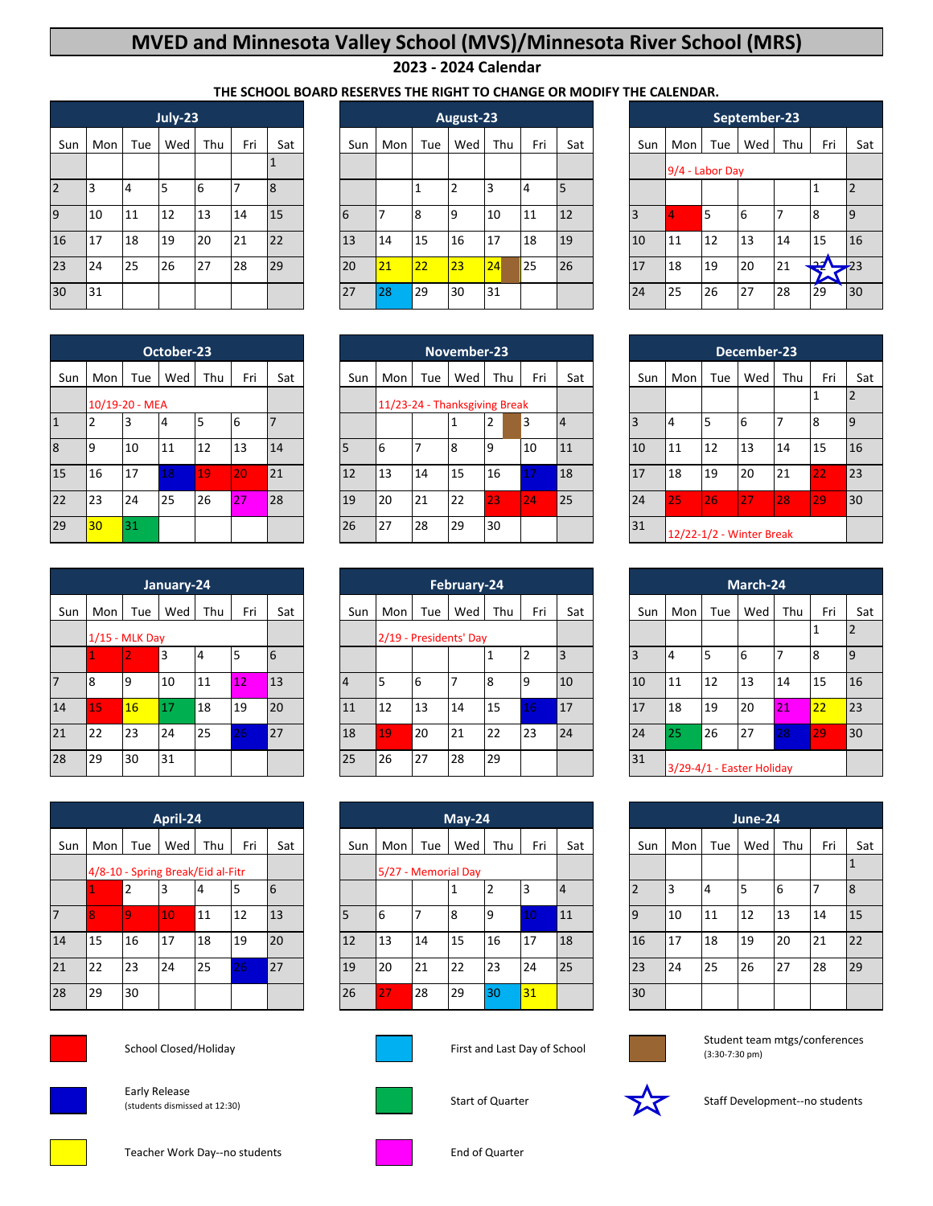# MVED and Minnesota Valley School (MVS)/Minnesota River School (MRS)

## 2023 - 2024 Calendar

**THE SCHOOL BOARD RESERVES THE RIGHT TO CHANGE OR MODIFY THE CALENDAR.**

### July-23

| Sun | Mon | Tue | Wed | Thu | Fri | Sat |
|---|---|---|---|---|---|---|
| | | | | | | 1 |
| 2 | 3 | 4 | 5 | 6 | 7 | 8 |
| 9 | 10 | 11 | 12 | 13 | 14 | 15 |
| 16 | 17 | 18 | 19 | 20 | 21 | 22 |
| 23 | 24 | 25 | 26 | 27 | 28 | 29 |
| 30 | 31 | | | | | |

### August-23

| Sun | Mon | Tue | Wed | Thu | Fri | Sat |
|---|---|---|---|---|---|---|
| | | 1 | 2 | 3 | 4 | 5 |
| 6 | 7 | 8 | 9 | 10 | 11 | 12 |
| 13 | 14 | 15 | 16 | 17 | 18 | 19 |
| 20 | 21 | 22 | 23 | 24 | 25 | 26 |
| 27 | 28 | 29 | 30 | 31 | | |

### September-23

9/4 - Labor Day

| Sun | Mon | Tue | Wed | Thu | Fri | Sat |
|---|---|---|---|---|---|---|
| | | | | | 1 | 2 |
| 3 | 4 | 5 | 6 | 7 | 8 | 9 |
| 10 | 11 | 12 | 13 | 14 | 15 | 16 |
| 17 | 18 | 19 | 20 | 21 | 22 | 23 |
| 24 | 25 | 26 | 27 | 28 | 29 | 30 |

### October-23

10/19-20 - MEA

| Sun | Mon | Tue | Wed | Thu | Fri | Sat |
|---|---|---|---|---|---|---|
| 1 | 2 | 3 | 4 | 5 | 6 | 7 |
| 8 | 9 | 10 | 11 | 12 | 13 | 14 |
| 15 | 16 | 17 | 18 | 19 | 20 | 21 |
| 22 | 23 | 24 | 25 | 26 | 27 | 28 |
| 29 | 30 | 31 | | | | |

### November-23

11/23-24 - Thanksgiving Break

| Sun | Mon | Tue | Wed | Thu | Fri | Sat |
|---|---|---|---|---|---|---|
| | | | 1 | 2 | 3 | 4 |
| 5 | 6 | 7 | 8 | 9 | 10 | 11 |
| 12 | 13 | 14 | 15 | 16 | 17 | 18 |
| 19 | 20 | 21 | 22 | 23 | 24 | 25 |
| 26 | 27 | 28 | 29 | 30 | | |

### December-23

12/22-1/2 - Winter Break

| Sun | Mon | Tue | Wed | Thu | Fri | Sat |
|---|---|---|---|---|---|---|
| | | | | | 1 | 2 |
| 3 | 4 | 5 | 6 | 7 | 8 | 9 |
| 10 | 11 | 12 | 13 | 14 | 15 | 16 |
| 17 | 18 | 19 | 20 | 21 | 22 | 23 |
| 24 | 25 | 26 | 27 | 28 | 29 | 30 |
| 31 | | | | | | |

### January-24

1/15 - MLK Day

| Sun | Mon | Tue | Wed | Thu | Fri | Sat |
|---|---|---|---|---|---|---|
| | 1 | 2 | 3 | 4 | 5 | 6 |
| 7 | 8 | 9 | 10 | 11 | 12 | 13 |
| 14 | 15 | 16 | 17 | 18 | 19 | 20 |
| 21 | 22 | 23 | 24 | 25 | 26 | 27 |
| 28 | 29 | 30 | 31 | | | |

### February-24

2/19 - Presidents' Day

| Sun | Mon | Tue | Wed | Thu | Fri | Sat |
|---|---|---|---|---|---|---|
| | | | | 1 | 2 | 3 |
| 4 | 5 | 6 | 7 | 8 | 9 | 10 |
| 11 | 12 | 13 | 14 | 15 | 16 | 17 |
| 18 | 19 | 20 | 21 | 22 | 23 | 24 |
| 25 | 26 | 27 | 28 | 29 | | |

### March-24

3/29-4/1 - Easter Holiday

| Sun | Mon | Tue | Wed | Thu | Fri | Sat |
|---|---|---|---|---|---|---|
| | | | | | 1 | 2 |
| 3 | 4 | 5 | 6 | 7 | 8 | 9 |
| 10 | 11 | 12 | 13 | 14 | 15 | 16 |
| 17 | 18 | 19 | 20 | 21 | 22 | 23 |
| 24 | 25 | 26 | 27 | 28 | 29 | 30 |
| 31 | | | | | | |

### April-24

4/8-10 - Spring Break/Eid al-Fitr

| Sun | Mon | Tue | Wed | Thu | Fri | Sat |
|---|---|---|---|---|---|---|
| | 1 | 2 | 3 | 4 | 5 | 6 |
| 7 | 8 | 9 | 10 | 11 | 12 | 13 |
| 14 | 15 | 16 | 17 | 18 | 19 | 20 |
| 21 | 22 | 23 | 24 | 25 | 26 | 27 |
| 28 | 29 | 30 | | | | |

### May-24

5/27 - Memorial Day

| Sun | Mon | Tue | Wed | Thu | Fri | Sat |
|---|---|---|---|---|---|---|
| | | | 1 | 2 | 3 | 4 |
| 5 | 6 | 7 | 8 | 9 | 10 | 11 |
| 12 | 13 | 14 | 15 | 16 | 17 | 18 |
| 19 | 20 | 21 | 22 | 23 | 24 | 25 |
| 26 | 27 | 28 | 29 | 30 | 31 | |

### June-24

| Sun | Mon | Tue | Wed | Thu | Fri | Sat |
|---|---|---|---|---|---|---|
| | | | | | | 1 |
| 2 | 3 | 4 | 5 | 6 | 7 | 8 |
| 9 | 10 | 11 | 12 | 13 | 14 | 15 |
| 16 | 17 | 18 | 19 | 20 | 21 | 22 |
| 23 | 24 | 25 | 26 | 27 | 28 | 29 |
| 30 | | | | | | |

### Legend

- School Closed/Holiday
- First and Last Day of School
- Student team mtgs/conferences (3:30-7:30 pm)
- Early Release (students dismissed at 12:30)
- Start of Quarter
- Staff Development--no students
- Teacher Work Day--no students
- End of Quarter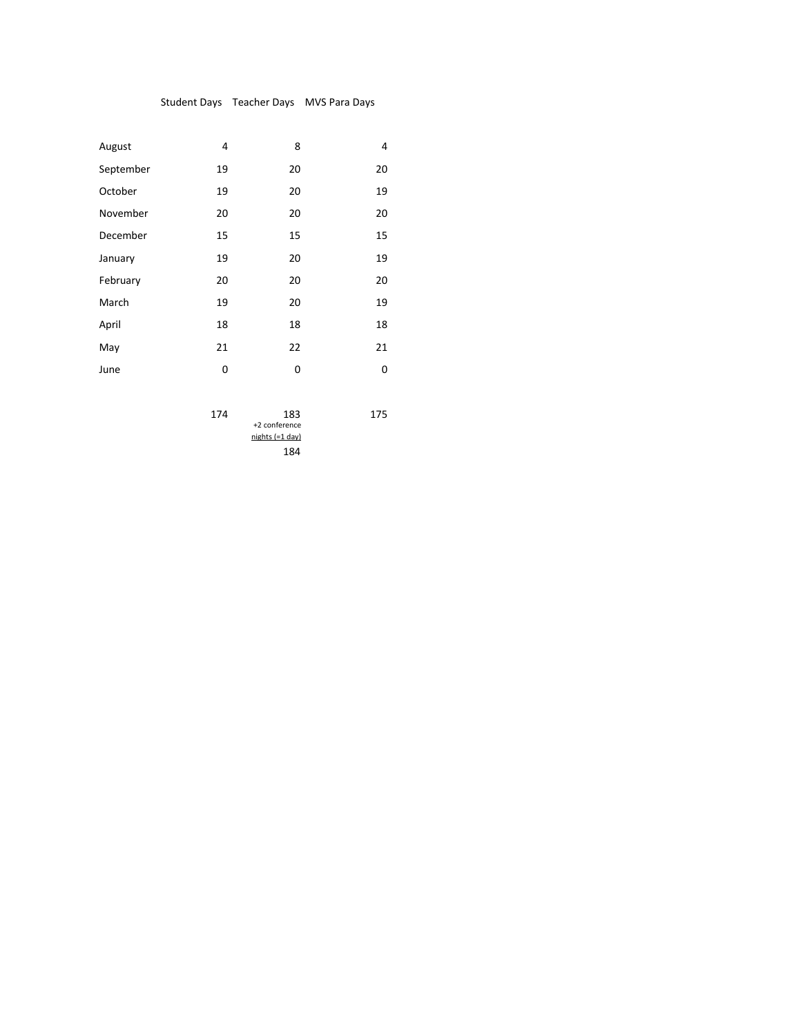| | Student Days | Teacher Days | MVS Para Days |
|---|---|---|---|
| August | 4 | 8 | 4 |
| September | 19 | 20 | 20 |
| October | 19 | 20 | 19 |
| November | 20 | 20 | 20 |
| December | 15 | 15 | 15 |
| January | 19 | 20 | 19 |
| February | 20 | 20 | 20 |
| March | 19 | 20 | 19 |
| April | 18 | 18 | 18 |
| May | 21 | 22 | 21 |
| June | 0 | 0 | 0 |
| | 174 | 183 +2 conference nights (=1 day) | 175 |
| | | 184 | |